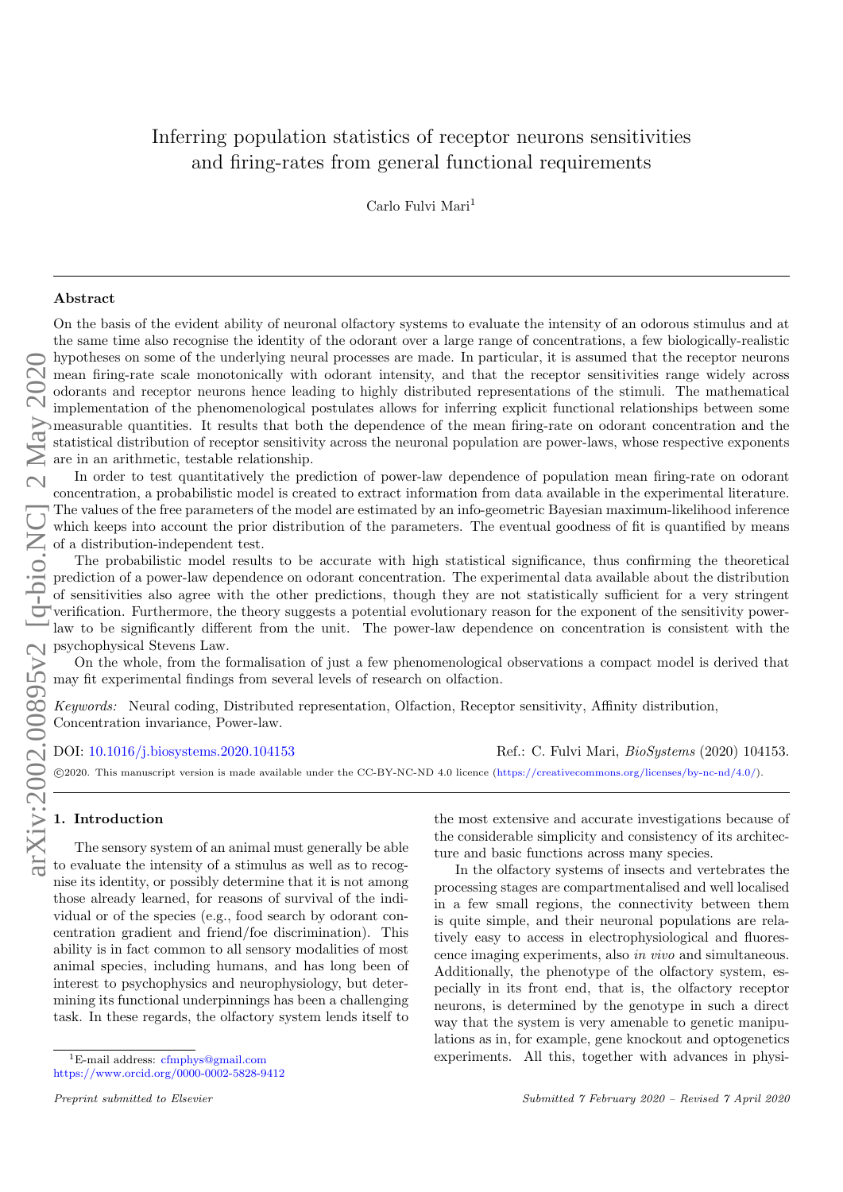# Inferring population statistics of receptor neurons sensitivities and firing-rates from general functional requirements

Carlo Fulvi Mari[1]

## Abstract

On the basis of the evident ability of neuronal olfactory systems to evaluate the intensity of an odorous stimulus and at the same time also recognise the identity of the odorant over a large range of concentrations, a few biologically-realistic hypotheses on some of the underlying neural processes are made. In particular, it is assumed that the receptor neurons mean firing-rate scale monotonically with odorant intensity, and that the receptor sensitivities range widely across odorants and receptor neurons hence leading to highly distributed representations of the stimuli. The mathematical implementation of the phenomenological postulates allows for inferring explicit functional relationships between some measurable quantities. It results that both the dependence of the mean firing-rate on odorant concentration and the statistical distribution of receptor sensitivity across the neuronal population are power-laws, whose respective exponents are in an arithmetic, testable relationship.

In order to test quantitatively the prediction of power-law dependence of population mean firing-rate on odorant concentration, a probabilistic model is created to extract information from data available in the experimental literature. The values of the free parameters of the model are estimated by an info-geometric Bayesian maximum-likelihood inference which keeps into account the prior distribution of the parameters. The eventual goodness of fit is quantified by means of a distribution-independent test.

The probabilistic model results to be accurate with high statistical significance, thus confirming the theoretical prediction of a power-law dependence on odorant concentration. The experimental data available about the distribution of sensitivities also agree with the other predictions, though they are not statistically sufficient for a very stringent verification. Furthermore, the theory suggests a potential evolutionary reason for the exponent of the sensitivity power-law to be significantly different from the unit. The power-law dependence on concentration is consistent with the psychophysical Stevens Law.

On the whole, from the formalisation of just a few phenomenological observations a compact model is derived that may fit experimental findings from several levels of research on olfaction.

*Keywords:* Neural coding, Distributed representation, Olfaction, Receptor sensitivity, Affinity distribution, Concentration invariance, Power-law.

DOI: 10.1016/j.biosystems.2020.104153 Ref.: C. Fulvi Mari, *BioSystems* (2020) 104153.

©2020. This manuscript version is made available under the CC-BY-NC-ND 4.0 licence (https://creativecommons.org/licenses/by-nc-nd/4.0/).

## 1. Introduction

The sensory system of an animal must generally be able to evaluate the intensity of a stimulus as well as to recognise its identity, or possibly determine that it is not among those already learned, for reasons of survival of the individual or of the species (e.g., food search by odorant concentration gradient and friend/foe discrimination). This ability is in fact common to all sensory modalities of most animal species, including humans, and has long been of interest to psychophysics and neurophysiology, but determining its functional underpinnings has been a challenging task. In these regards, the olfactory system lends itself to the most extensive and accurate investigations because of the considerable simplicity and consistency of its architecture and basic functions across many species.

In the olfactory systems of insects and vertebrates the processing stages are compartmentalised and well localised in a few small regions, the connectivity between them is quite simple, and their neuronal populations are relatively easy to access in electrophysiological and fluorescence imaging experiments, also *in vivo* and simultaneous. Additionally, the phenotype of the olfactory system, especially in its front end, that is, the olfactory receptor neurons, is determined by the genotype in such a direct way that the system is very amenable to genetic manipulations as in, for example, gene knockout and optogenetics experiments. All this, together with advances in physi-

[1] E-mail address: cfmphys@gmail.com
https://www.orcid.org/0000-0002-5828-9412

*Preprint submitted to Elsevier* *Submitted 7 February 2020 – Revised 7 April 2020*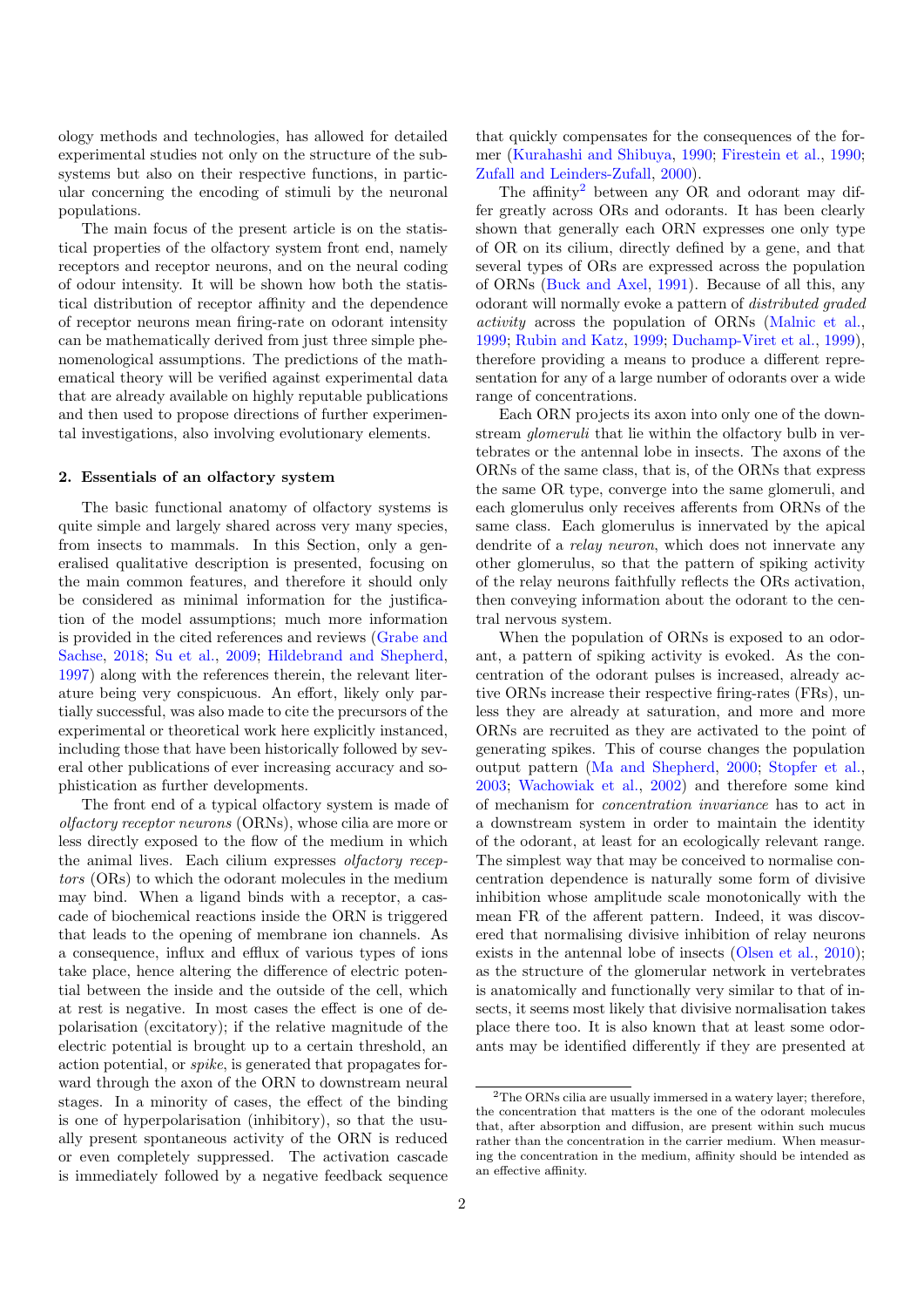ology methods and technologies, has allowed for detailed experimental studies not only on the structure of the subsystems but also on their respective functions, in particular concerning the encoding of stimuli by the neuronal populations.

The main focus of the present article is on the statistical properties of the olfactory system front end, namely receptors and receptor neurons, and on the neural coding of odour intensity. It will be shown how both the statistical distribution of receptor affinity and the dependence of receptor neurons mean firing-rate on odorant intensity can be mathematically derived from just three simple phenomenological assumptions. The predictions of the mathematical theory will be verified against experimental data that are already available on highly reputable publications and then used to propose directions of further experimental investigations, also involving evolutionary elements.

## 2. Essentials of an olfactory system

The basic functional anatomy of olfactory systems is quite simple and largely shared across very many species, from insects to mammals. In this Section, only a generalised qualitative description is presented, focusing on the main common features, and therefore it should only be considered as minimal information for the justification of the model assumptions; much more information is provided in the cited references and reviews (Grabe and Sachse, 2018; Su et al., 2009; Hildebrand and Shepherd, 1997) along with the references therein, the relevant literature being very conspicuous. An effort, likely only partially successful, was also made to cite the precursors of the experimental or theoretical work here explicitly instanced, including those that have been historically followed by several other publications of ever increasing accuracy and sophistication as further developments.

The front end of a typical olfactory system is made of *olfactory receptor neurons* (ORNs), whose cilia are more or less directly exposed to the flow of the medium in which the animal lives. Each cilium expresses *olfactory receptors* (ORs) to which the odorant molecules in the medium may bind. When a ligand binds with a receptor, a cascade of biochemical reactions inside the ORN is triggered that leads to the opening of membrane ion channels. As a consequence, influx and efflux of various types of ions take place, hence altering the difference of electric potential between the inside and the outside of the cell, which at rest is negative. In most cases the effect is one of depolarisation (excitatory); if the relative magnitude of the electric potential is brought up to a certain threshold, an action potential, or *spike*, is generated that propagates forward through the axon of the ORN to downstream neural stages. In a minority of cases, the effect of the binding is one of hyperpolarisation (inhibitory), so that the usually present spontaneous activity of the ORN is reduced or even completely suppressed. The activation cascade is immediately followed by a negative feedback sequence that quickly compensates for the consequences of the former (Kurahashi and Shibuya, 1990; Firestein et al., 1990; Zufall and Leinders-Zufall, 2000).

The affinity[2] between any OR and odorant may differ greatly across ORs and odorants. It has been clearly shown that generally each ORN expresses one only type of OR on its cilium, directly defined by a gene, and that several types of ORs are expressed across the population of ORNs (Buck and Axel, 1991). Because of all this, any odorant will normally evoke a pattern of *distributed graded activity* across the population of ORNs (Malnic et al., 1999; Rubin and Katz, 1999; Duchamp-Viret et al., 1999), therefore providing a means to produce a different representation for any of a large number of odorants over a wide range of concentrations.

Each ORN projects its axon into only one of the downstream *glomeruli* that lie within the olfactory bulb in vertebrates or the antennal lobe in insects. The axons of the ORNs of the same class, that is, of the ORNs that express the same OR type, converge into the same glomeruli, and each glomerulus only receives afferents from ORNs of the same class. Each glomerulus is innervated by the apical dendrite of a *relay neuron*, which does not innervate any other glomerulus, so that the pattern of spiking activity of the relay neurons faithfully reflects the ORs activation, then conveying information about the odorant to the central nervous system.

When the population of ORNs is exposed to an odorant, a pattern of spiking activity is evoked. As the concentration of the odorant pulses is increased, already active ORNs increase their respective firing-rates (FRs), unless they are already at saturation, and more and more ORNs are recruited as they are activated to the point of generating spikes. This of course changes the population output pattern (Ma and Shepherd, 2000; Stopfer et al., 2003; Wachowiak et al., 2002) and therefore some kind of mechanism for *concentration invariance* has to act in a downstream system in order to maintain the identity of the odorant, at least for an ecologically relevant range. The simplest way that may be conceived to normalise concentration dependence is naturally some form of divisive inhibition whose amplitude scale monotonically with the mean FR of the afferent pattern. Indeed, it was discovered that normalising divisive inhibition of relay neurons exists in the antennal lobe of insects (Olsen et al., 2010); as the structure of the glomerular network in vertebrates is anatomically and functionally very similar to that of insects, it seems most likely that divisive normalisation takes place there too. It is also known that at least some odorants may be identified differently if they are presented at

[2] The ORNs cilia are usually immersed in a watery layer; therefore, the concentration that matters is the one of the odorant molecules that, after absorption and diffusion, are present within such mucus rather than the concentration in the carrier medium. When measuring the concentration in the medium, affinity should be intended as an effective affinity.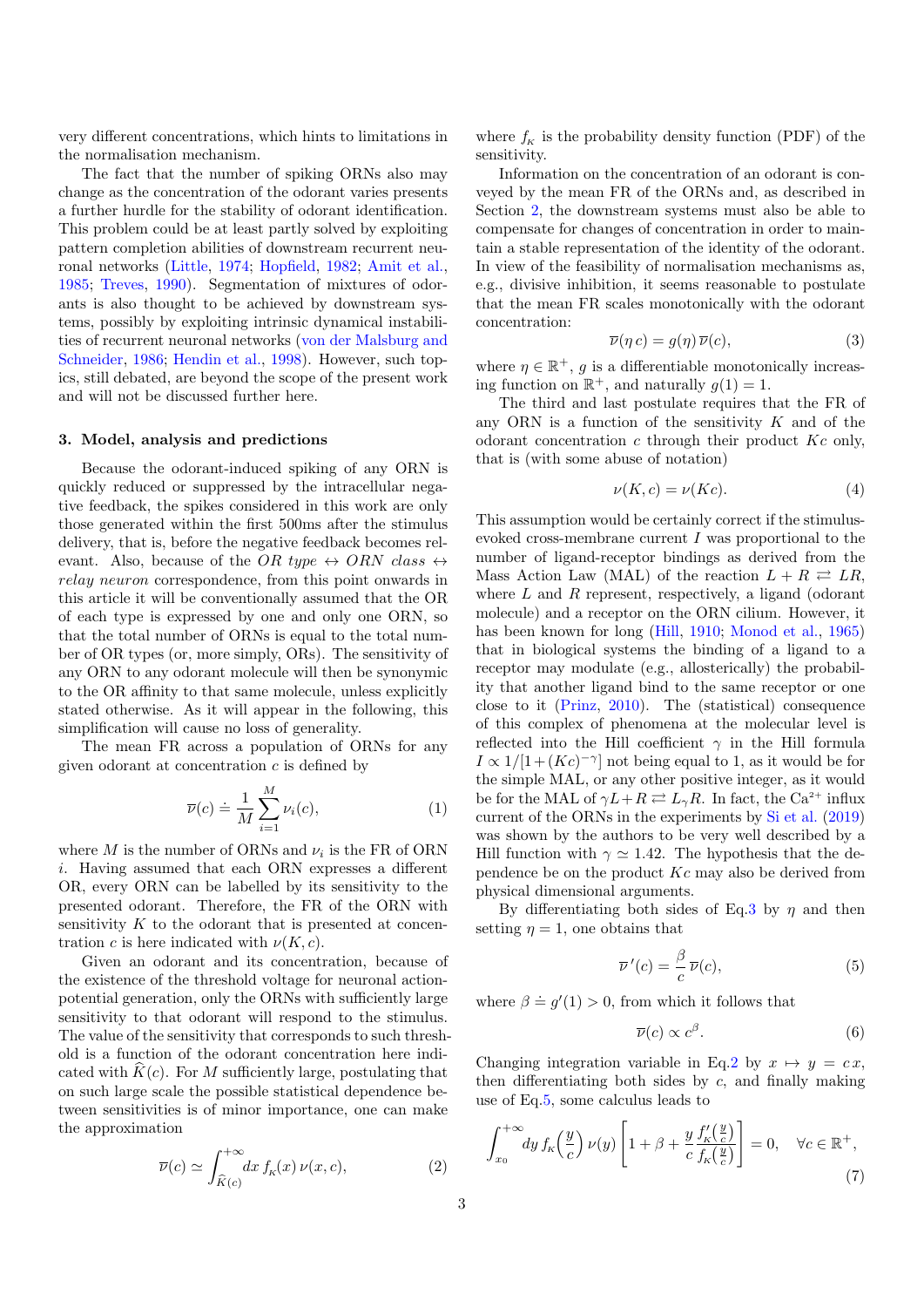very different concentrations, which hints to limitations in the normalisation mechanism.

The fact that the number of spiking ORNs also may change as the concentration of the odorant varies presents a further hurdle for the stability of odorant identification. This problem could be at least partly solved by exploiting pattern completion abilities of downstream recurrent neuronal networks (Little, 1974; Hopfield, 1982; Amit et al., 1985; Treves, 1990). Segmentation of mixtures of odorants is also thought to be achieved by downstream systems, possibly by exploiting intrinsic dynamical instabilities of recurrent neuronal networks (von der Malsburg and Schneider, 1986; Hendin et al., 1998). However, such topics, still debated, are beyond the scope of the present work and will not be discussed further here.

## 3. Model, analysis and predictions

Because the odorant-induced spiking of any ORN is quickly reduced or suppressed by the intracellular negative feedback, the spikes considered in this work are only those generated within the first 500ms after the stimulus delivery, that is, before the negative feedback becomes relevant. Also, because of the *OR type* ↔ *ORN class* ↔ *relay neuron* correspondence, from this point onwards in this article it will be conventionally assumed that the OR of each type is expressed by one and only one ORN, so that the total number of ORNs is equal to the total number of OR types (or, more simply, ORs). The sensitivity of any ORN to any odorant molecule will then be synonymic to the OR affinity to that same molecule, unless explicitly stated otherwise. As it will appear in the following, this simplification will cause no loss of generality.

The mean FR across a population of ORNs for any given odorant at concentration $c$ is defined by

$$\overline{\nu}(c) \doteq \frac{1}{M}\sum_{i=1}^{M}\nu_i(c), \tag{1}$$

where $M$ is the number of ORNs and $\nu_i$ is the FR of ORN $i$. Having assumed that each ORN expresses a different OR, every ORN can be labelled by its sensitivity to the presented odorant. Therefore, the FR of the ORN with sensitivity $K$ to the odorant that is presented at concentration $c$ is here indicated with $\nu(K, c)$.

Given an odorant and its concentration, because of the existence of the threshold voltage for neuronal action-potential generation, only the ORNs with sufficiently large sensitivity to that odorant will respond to the stimulus. The value of the sensitivity that corresponds to such threshold is a function of the odorant concentration here indicated with $\widehat{K}(c)$. For $M$ sufficiently large, postulating that on such large scale the possible statistical dependence between sensitivities is of minor importance, one can make the approximation

$$\overline{\nu}(c) \simeq \int_{\widehat{K}(c)}^{+\infty} dx\, f_{\scriptscriptstyle K}(x)\,\nu(x, c), \tag{2}$$

where $f_{\scriptscriptstyle K}$ is the probability density function (PDF) of the sensitivity.

Information on the concentration of an odorant is conveyed by the mean FR of the ORNs and, as described in Section 2, the downstream systems must also be able to compensate for changes of concentration in order to maintain a stable representation of the identity of the odorant. In view of the feasibility of normalisation mechanisms as, e.g., divisive inhibition, it seems reasonable to postulate that the mean FR scales monotonically with the odorant concentration:

$$\overline{\nu}(\eta\, c) = g(\eta)\,\overline{\nu}(c), \tag{3}$$

where $\eta \in \mathbb{R}^+$, $g$ is a differentiable monotonically increasing function on $\mathbb{R}^+$, and naturally $g(1) = 1$.

The third and last postulate requires that the FR of any ORN is a function of the sensitivity $K$ and of the odorant concentration $c$ through their product $Kc$ only, that is (with some abuse of notation)

$$\nu(K, c) = \nu(Kc). \tag{4}$$

This assumption would be certainly correct if the stimulus-evoked cross-membrane current $I$ was proportional to the number of ligand-receptor bindings as derived from the Mass Action Law (MAL) of the reaction $L + R \rightleftarrows LR$, where $L$ and $R$ represent, respectively, a ligand (odorant molecule) and a receptor on the ORN cilium. However, it has been known for long (Hill, 1910; Monod et al., 1965) that in biological systems the binding of a ligand to a receptor may modulate (e.g., allosterically) the probability that another ligand bind to the same receptor or one close to it (Prinz, 2010). The (statistical) consequence of this complex of phenomena at the molecular level is reflected into the Hill coefficient $\gamma$ in the Hill formula $I \propto 1/[1+(Kc)^{-\gamma}]$ not being equal to 1, as it would be for the simple MAL, or any other positive integer, as it would be for the MAL of $\gamma L + R \rightleftarrows L_\gamma R$. In fact, the $Ca^{2+}$ influx current of the ORNs in the experiments by Si et al. (2019) was shown by the authors to be very well described by a Hill function with $\gamma \simeq 1.42$. The hypothesis that the dependence be on the product $Kc$ may also be derived from physical dimensional arguments.

By differentiating both sides of Eq.3 by $\eta$ and then setting $\eta = 1$, one obtains that

$$\overline{\nu}\,'(c) = \frac{\beta}{c}\,\overline{\nu}(c), \tag{5}$$

where $\beta \doteq g'(1) > 0$, from which it follows that

$$\overline{\nu}(c) \propto c^{\beta}. \tag{6}$$

Changing integration variable in Eq.2 by $x \mapsto y = c\,x$, then differentiating both sides by $c$, and finally making use of Eq.5, some calculus leads to

$$\int_{x_0}^{+\infty} dy\, f_{\scriptscriptstyle K}\!\left(\frac{y}{c}\right)\nu(y)\left[1 + \beta + \frac{y}{c}\,\frac{f_{\scriptscriptstyle K}'\!\left(\frac{y}{c}\right)}{f_{\scriptscriptstyle K}\!\left(\frac{y}{c}\right)}\right] = 0, \quad \forall c \in \mathbb{R}^+, \tag{7}$$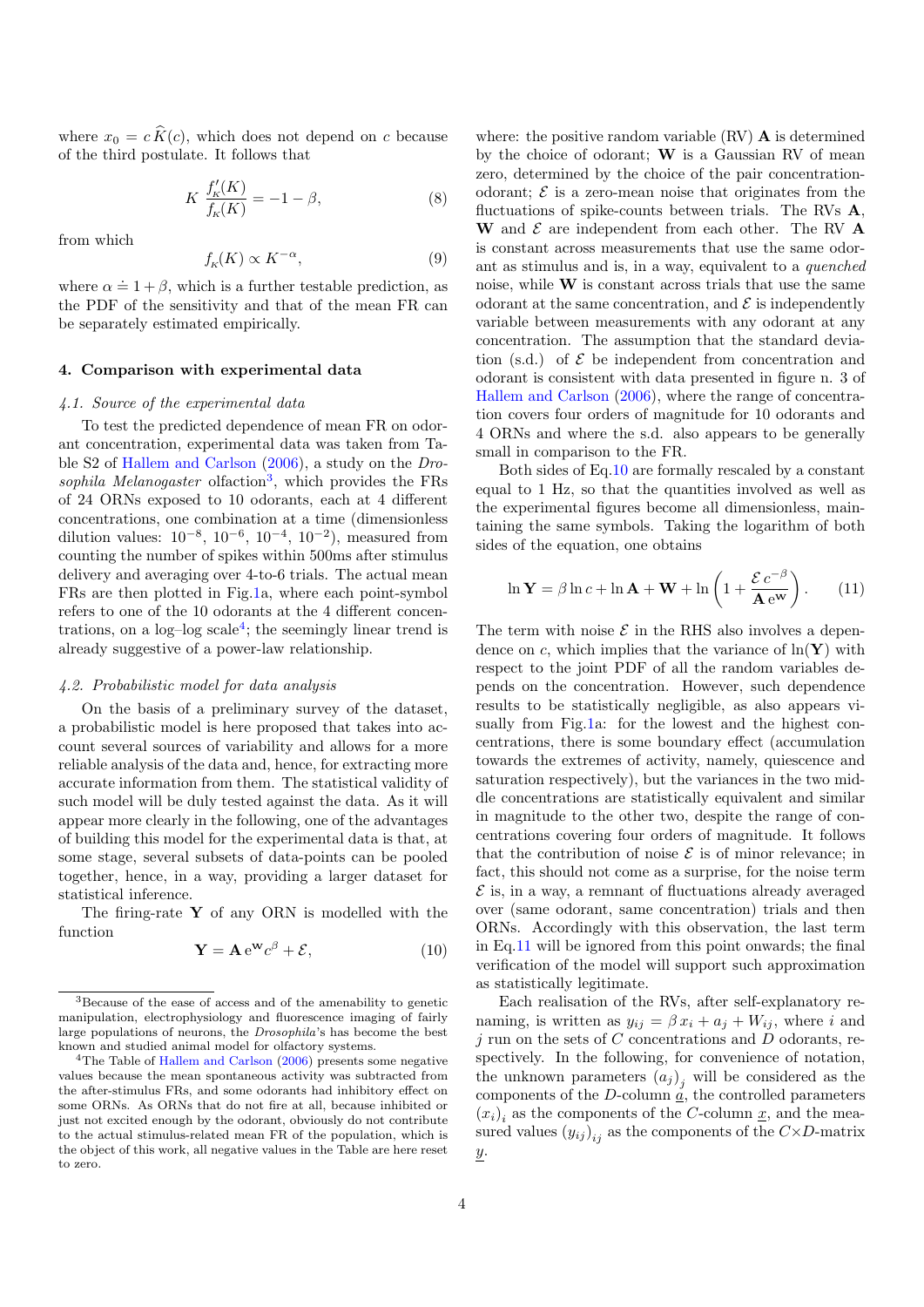where $x_0 = c\,\widehat{K}(c)$, which does not depend on $c$ because of the third postulate. It follows that

$$K\,\frac{f_K'(K)}{f_K(K)} = -1-\beta, \tag{8}$$

from which

$$f_K(K) \propto K^{-\alpha}, \tag{9}$$

where $\alpha \doteq 1+\beta$, which is a further testable prediction, as the PDF of the sensitivity and that of the mean FR can be separately estimated empirically.

## 4. Comparison with experimental data

### 4.1. Source of the experimental data

To test the predicted dependence of mean FR on odorant concentration, experimental data was taken from Table S2 of Hallem and Carlson (2006), a study on the *Drosophila Melanogaster* olfaction[3], which provides the FRs of 24 ORNs exposed to 10 odorants, each at 4 different concentrations, one combination at a time (dimensionless dilution values: $10^{-8}$, $10^{-6}$, $10^{-4}$, $10^{-2}$), measured from counting the number of spikes within 500ms after stimulus delivery and averaging over 4-to-6 trials. The actual mean FRs are then plotted in Fig.1a, where each point-symbol refers to one of the 10 odorants at the 4 different concentrations, on a log–log scale[4]; the seemingly linear trend is already suggestive of a power-law relationship.

### 4.2. Probabilistic model for data analysis

On the basis of a preliminary survey of the dataset, a probabilistic model is here proposed that takes into account several sources of variability and allows for a more reliable analysis of the data and, hence, for extracting more accurate information from them. The statistical validity of such model will be duly tested against the data. As it will appear more clearly in the following, one of the advantages of building this model for the experimental data is that, at some stage, several subsets of data-points can be pooled together, hence, in a way, providing a larger dataset for statistical inference.

The firing-rate $\mathbf{Y}$ of any ORN is modelled with the function

$$\mathbf{Y} = \mathbf{A}\,e^{\mathbf{W}} c^{\beta} + \mathcal{E}, \tag{10}$$

where: the positive random variable (RV) $\mathbf{A}$ is determined by the choice of odorant; $\mathbf{W}$ is a Gaussian RV of mean zero, determined by the choice of the pair concentration-odorant; $\mathcal{E}$ is a zero-mean noise that originates from the fluctuations of spike-counts between trials. The RVs $\mathbf{A}$, $\mathbf{W}$ and $\mathcal{E}$ are independent from each other. The RV $\mathbf{A}$ is constant across measurements that use the same odorant as stimulus and is, in a way, equivalent to a *quenched* noise, while $\mathbf{W}$ is constant across trials that use the same odorant at the same concentration, and $\mathcal{E}$ is independently variable between measurements with any odorant at any concentration. The assumption that the standard deviation (s.d.) of $\mathcal{E}$ be independent from concentration and odorant is consistent with data presented in figure n. 3 of Hallem and Carlson (2006), where the range of concentration covers four orders of magnitude for 10 odorants and 4 ORNs and where the s.d. also appears to be generally small in comparison to the FR.

Both sides of Eq.10 are formally rescaled by a constant equal to 1 Hz, so that the quantities involved as well as the experimental figures become all dimensionless, maintaining the same symbols. Taking the logarithm of both sides of the equation, one obtains

$$\ln \mathbf{Y} = \beta \ln c + \ln \mathbf{A} + \mathbf{W} + \ln\left(1 + \frac{\mathcal{E}\,c^{-\beta}}{\mathbf{A}\,e^{\mathbf{W}}}\right). \tag{11}$$

The term with noise $\mathcal{E}$ in the RHS also involves a dependence on $c$, which implies that the variance of $\ln(\mathbf{Y})$ with respect to the joint PDF of all the random variables depends on the concentration. However, such dependence results to be statistically negligible, as also appears visually from Fig.1a: for the lowest and the highest concentrations, there is some boundary effect (accumulation towards the extremes of activity, namely, quiescence and saturation respectively), but the variances in the two middle concentrations are statistically equivalent and similar in magnitude to the other two, despite the range of concentrations covering four orders of magnitude. It follows that the contribution of noise $\mathcal{E}$ is of minor relevance; in fact, this should not come as a surprise, for the noise term $\mathcal{E}$ is, in a way, a remnant of fluctuations already averaged over (same odorant, same concentration) trials and then ORNs. Accordingly with this observation, the last term in Eq.11 will be ignored from this point onwards; the final verification of the model will support such approximation as statistically legitimate.

Each realisation of the RVs, after self-explanatory renaming, is written as $y_{ij} = \beta\,x_i + a_j + W_{ij}$, where $i$ and $j$ run on the sets of $C$ concentrations and $D$ odorants, respectively. In the following, for convenience of notation, the unknown parameters $(a_j)_j$ will be considered as the components of the $D$-column $\underline{a}$, the controlled parameters $(x_i)_i$ as the components of the $C$-column $\underline{x}$, and the measured values $(y_{ij})_{ij}$ as the components of the $C{\times}D$-matrix $\underline{y}$.

---

[3] Because of the ease of access and of the amenability to genetic manipulation, electrophysiology and fluorescence imaging of fairly large populations of neurons, the *Drosophila*'s has become the best known and studied animal model for olfactory systems.

[4] The Table of Hallem and Carlson (2006) presents some negative values because the mean spontaneous activity was subtracted from the after-stimulus FRs, and some odorants had inhibitory effect on some ORNs. As ORNs that do not fire at all, because inhibited or just not excited enough by the odorant, obviously do not contribute to the actual stimulus-related mean FR of the population, which is the object of this work, all negative values in the Table are here reset to zero.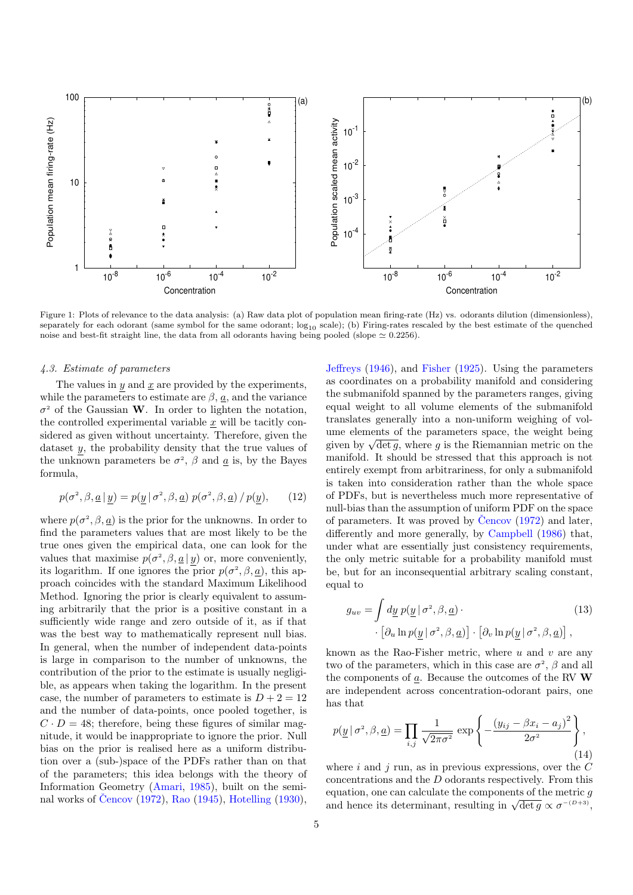Figure 1: Plots of relevance to the data analysis: (a) Raw data plot of population mean firing-rate (Hz) vs. odorants dilution (dimensionless), separately for each odorant (same symbol for the same odorant; $\log_{10}$ scale); (b) Firing-rates rescaled by the best estimate of the quenched noise and best-fit straight line, the data from all odorants having being pooled (slope $\simeq 0.2256$).

### *4.3. Estimate of parameters*

The values in $\underline{y}$ and $\underline{x}$ are provided by the experiments, while the parameters to estimate are $\beta$, $\underline{a}$, and the variance $\sigma^2$ of the Gaussian $\mathbf{W}$. In order to lighten the notation, the controlled experimental variable $\underline{x}$ will be tacitly considered as given without uncertainty. Therefore, given the dataset $\underline{y}$, the probability density that the true values of the unknown parameters be $\sigma^2$, $\beta$ and $\underline{a}$ is, by the Bayes formula,

$$p(\sigma^2, \beta, \underline{a} \,|\, \underline{y}) = p(\underline{y} \,|\, \sigma^2, \beta, \underline{a})\; p(\sigma^2, \beta, \underline{a}) \,/\, p(\underline{y}), \qquad (12)$$

where $p(\sigma^2, \beta, \underline{a})$ is the prior for the unknowns. In order to find the parameters values that are most likely to be the true ones given the empirical data, one can look for the values that maximise $p(\sigma^2, \beta, \underline{a} \,|\, \underline{y})$ or, more conveniently, its logarithm. If one ignores the prior $p(\sigma^2, \beta, \underline{a})$, this approach coincides with the standard Maximum Likelihood Method. Ignoring the prior is clearly equivalent to assuming arbitrarily that the prior is a positive constant in a sufficiently wide range and zero outside of it, as if that was the best way to mathematically represent null bias. In general, when the number of independent data-points is large in comparison to the number of unknowns, the contribution of the prior to the estimate is usually negligible, as appears when taking the logarithm. In the present case, the number of parameters to estimate is $D + 2 = 12$ and the number of data-points, once pooled together, is $C \cdot D = 48$; therefore, being these figures of similar magnitude, it would be inappropriate to ignore the prior. Null bias on the prior is realised here as a uniform distribution over a (sub-)space of the PDFs rather than on that of the parameters; this idea belongs with the theory of Information Geometry (Amari, 1985), built on the seminal works of Čencov (1972), Rao (1945), Hotelling (1930), Jeffreys (1946), and Fisher (1925). Using the parameters as coordinates on a probability manifold and considering the submanifold spanned by the parameters ranges, giving equal weight to all volume elements of the submanifold translates generally into a non-uniform weighing of volume elements of the parameters space, the weight being given by $\sqrt{\det g}$, where $g$ is the Riemannian metric on the manifold. It should be stressed that this approach is not entirely exempt from arbitrariness, for only a submanifold is taken into consideration rather than the whole space of PDFs, but is nevertheless much more representative of null-bias than the assumption of uniform PDF on the space of parameters. It was proved by Čencov (1972) and later, differently and more generally, by Campbell (1986) that, under what are essentially just consistency requirements, the only metric suitable for a probability manifold must be, but for an inconsequential arbitrary scaling constant, equal to

$$g_{uv} = \int d\underline{y}\; p(\underline{y} \,|\, \sigma^2, \beta, \underline{a}) \cdot \cdot \left[\partial_u \ln p(\underline{y} \,|\, \sigma^2, \beta, \underline{a})\right] \cdot \left[\partial_v \ln p(\underline{y} \,|\, \sigma^2, \beta, \underline{a})\right], \qquad (13)$$

known as the Rao-Fisher metric, where $u$ and $v$ are any two of the parameters, which in this case are $\sigma^2$, $\beta$ and all the components of $\underline{a}$. Because the outcomes of the RV $\mathbf{W}$ are independent across concentration-odorant pairs, one has that

$$p(\underline{y} \,|\, \sigma^2, \beta, \underline{a}) = \prod_{i,j} \frac{1}{\sqrt{2\pi\sigma^2}} \exp\left\{ -\frac{(y_{ij} - \beta x_i - a_j)^2}{2\sigma^2} \right\}, \qquad (14)$$

where $i$ and $j$ run, as in previous expressions, over the $C$ concentrations and the $D$ odorants respectively. From this equation, one can calculate the components of the metric $g$ and hence its determinant, resulting in $\sqrt{\det g} \propto \sigma^{-(D+3)}$,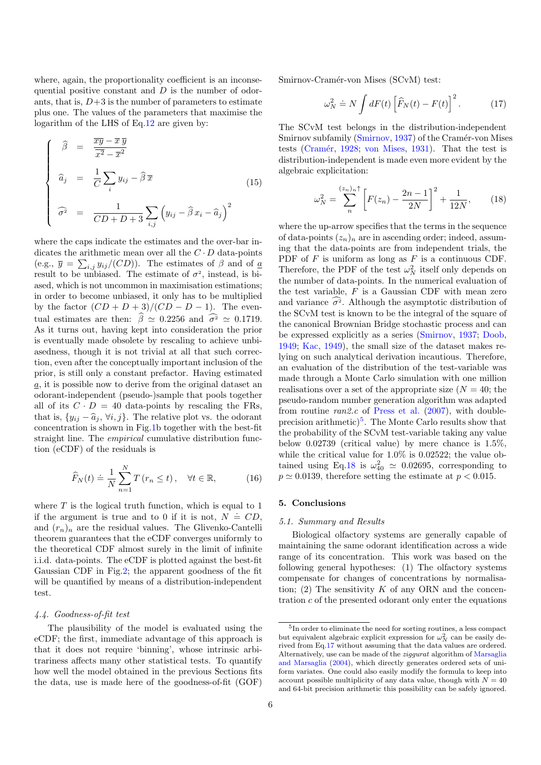where, again, the proportionality coefficient is an inconsequential positive constant and $D$ is the number of odorants, that is, $D+3$ is the number of parameters to estimate plus one. The values of the parameters that maximise the logarithm of the LHS of Eq.12 are given by:

$$
\begin{cases}
\widehat{\beta} & = & \dfrac{\overline{xy} - \overline{x}\,\overline{y}}{\overline{x^2} - \overline{x}^2} \\[2ex]
\widehat{a}_j & = & \dfrac{1}{C}\displaystyle\sum_i y_{ij} - \widehat{\beta}\,\overline{x} \\[2ex]
\widehat{\sigma^2} & = & \dfrac{1}{CD+D+3}\displaystyle\sum_{i,j}\left(y_{ij} - \widehat{\beta}\,x_i - \widehat{a}_j\right)^2
\end{cases}
\tag{15}
$$

where the caps indicate the estimates and the over-bar indicates the arithmetic mean over all the $C \cdot D$ data-points (e.g., $\overline{y} = \sum_{i,j} y_{ij}/(CD)$). The estimates of $\beta$ and of $\underline{a}$ result to be unbiased. The estimate of $\sigma^2$, instead, is biased, which is not uncommon in maximisation estimations; in order to become unbiased, it only has to be multiplied by the factor $(CD+D+3)/(CD-D-1)$. The eventual estimates are then: $\widehat{\beta} \simeq 0.2256$ and $\widehat{\sigma^2} \simeq 0.1719$. As it turns out, having kept into consideration the prior is eventually made obsolete by rescaling to achieve unbiasedness, though it is not trivial at all that such correction, even after the conceptually important inclusion of the prior, is still only a constant prefactor. Having estimated $\underline{a}$, it is possible now to derive from the original dataset an odorant-independent (pseudo-)sample that pools together all of its $C \cdot D = 40$ data-points by rescaling the FRs, that is, $\{y_{ij} - \widehat{a}_j,\ \forall i,j\}$. The relative plot vs. the odorant concentration is shown in Fig.1b together with the best-fit straight line. The *empirical* cumulative distribution function (eCDF) of the residuals is

$$
\widehat{F}_N(t) \doteq \frac{1}{N}\sum_{n=1}^{N} T\left(r_n \le t\right), \quad \forall t \in \mathbb{R}, \tag{16}
$$

where $T$ is the logical truth function, which is equal to 1 if the argument is true and to 0 if it is not, $N \doteq CD$, and $(r_n)_n$ are the residual values. The Glivenko-Cantelli theorem guarantees that the eCDF converges uniformly to the theoretical CDF almost surely in the limit of infinite i.i.d. data-points. The eCDF is plotted against the best-fit Gaussian CDF in Fig.2; the apparent goodness of the fit will be quantified by means of a distribution-independent test.

### *4.4. Goodness-of-fit test*

The plausibility of the model is evaluated using the eCDF; the first, immediate advantage of this approach is that it does not require 'binning', whose intrinsic arbitrariness affects many other statistical tests. To quantify how well the model obtained in the previous Sections fits the data, use is made here of the goodness-of-fit (GOF) Smirnov-Cramér-von Mises (SCvM) test:

$$
\omega_N^2 \doteq N \int dF(t)\left[\widehat{F}_N(t) - F(t)\right]^2. \tag{17}
$$

The SCvM test belongs in the distribution-independent Smirnov subfamily (Smirnov, 1937) of the Cramér-von Mises tests (Cramér, 1928; von Mises, 1931). That the test is distribution-independent is made even more evident by the algebraic explicitation:

$$
\omega_N^2 = \sum_{n}^{(z_n)_n\uparrow}\left[F(z_n) - \frac{2n-1}{2N}\right]^2 + \frac{1}{12N}, \tag{18}
$$

where the up-arrow specifies that the terms in the sequence of data-points $(z_n)_n$ are in ascending order; indeed, assuming that the data-points are from independent trials, the PDF of $F$ is uniform as long as $F$ is a continuous CDF. Therefore, the PDF of the test $\omega_N^2$ itself only depends on the number of data-points. In the numerical evaluation of the test variable, $F$ is a Gaussian CDF with mean zero and variance $\widehat{\sigma^2}$. Although the asymptotic distribution of the SCvM test is known to be the integral of the square of the canonical Brownian Bridge stochastic process and can be expressed explicitly as a series (Smirnov, 1937; Doob, 1949; Kac, 1949), the small size of the dataset makes relying on such analytical derivation incautious. Therefore, an evaluation of the distribution of the test-variable was made through a Monte Carlo simulation with one million realisations over a set of the appropriate size ($N = 40$; the pseudo-random number generation algorithm was adapted from routine *ran2.c* of Press et al. (2007), with double-precision arithmetic)[5]. The Monte Carlo results show that the probability of the SCvM test-variable taking any value below 0.02739 (critical value) by mere chance is 1.5%, while the critical value for 1.0% is 0.02522; the value obtained using Eq.18 is $\omega_{40}^2 \simeq 0.02695$, corresponding to $p \simeq 0.0139$, therefore setting the estimate at $p < 0.015$.

## 5. Conclusions

### *5.1. Summary and Results*

Biological olfactory systems are generally capable of maintaining the same odorant identification across a wide range of its concentration. This work was based on the following general hypotheses: (1) The olfactory systems compensate for changes of concentrations by normalisation; (2) The sensitivity $K$ of any ORN and the concentration $c$ of the presented odorant only enter the equations

---

[5] In order to eliminate the need for sorting routines, a less compact but equivalent algebraic explicit expression for $\omega_N^2$ can be easily derived from Eq.17 without assuming that the data values are ordered. Alternatively, use can be made of the *ziggurat* algorithm of Marsaglia and Marsaglia (2004), which directly generates ordered sets of uniform variates. One could also easily modify the formula to keep into account possible multiplicity of any data value, though with $N = 40$ and 64-bit precision arithmetic this possibility can be safely ignored.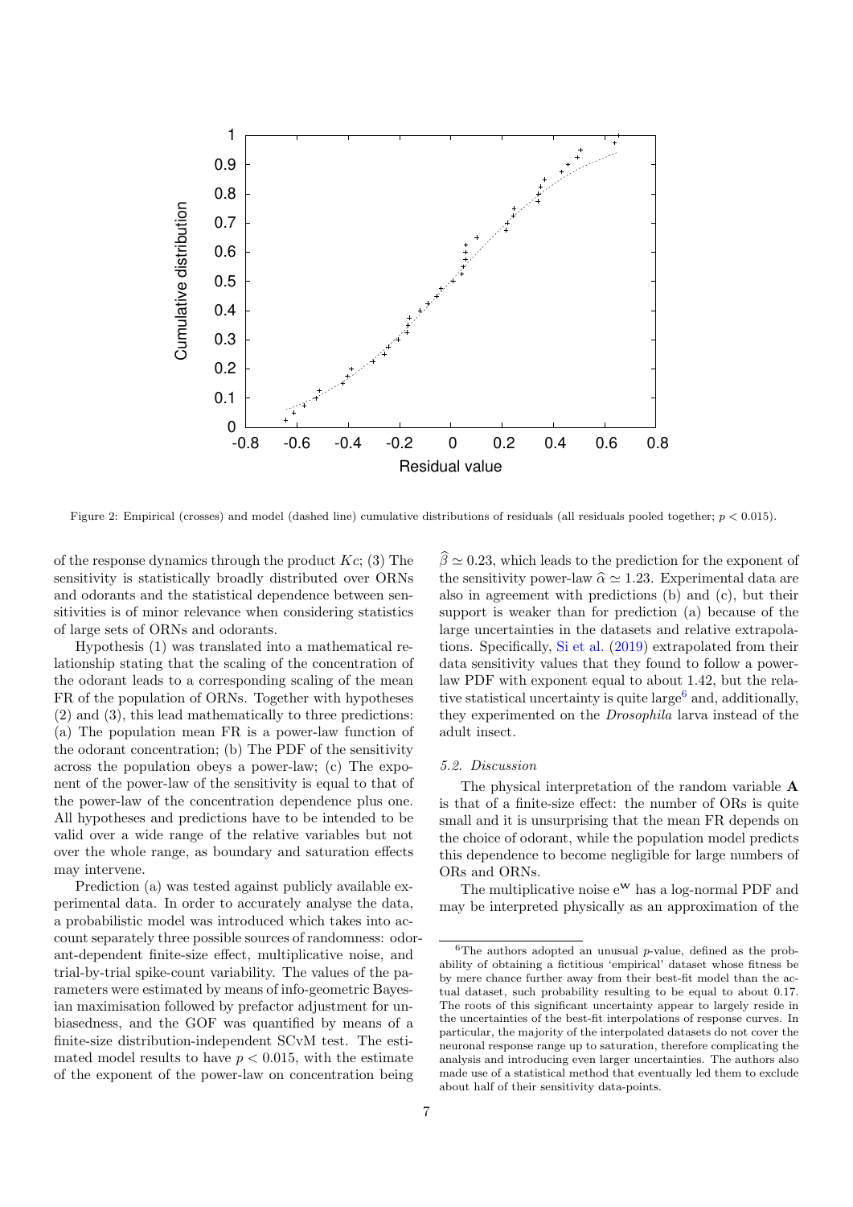Figure 2: Empirical (crosses) and model (dashed line) cumulative distributions of residuals (all residuals pooled together; $p < 0.015$).

of the response dynamics through the product $Kc$; (3) The sensitivity is statistically broadly distributed over ORNs and odorants and the statistical dependence between sensitivities is of minor relevance when considering statistics of large sets of ORNs and odorants.

Hypothesis (1) was translated into a mathematical relationship stating that the scaling of the concentration of the odorant leads to a corresponding scaling of the mean FR of the population of ORNs. Together with hypotheses (2) and (3), this lead mathematically to three predictions: (a) The population mean FR is a power-law function of the odorant concentration; (b) The PDF of the sensitivity across the population obeys a power-law; (c) The exponent of the power-law of the sensitivity is equal to that of the power-law of the concentration dependence plus one. All hypotheses and predictions have to be intended to be valid over a wide range of the relative variables but not over the whole range, as boundary and saturation effects may intervene.

Prediction (a) was tested against publicly available experimental data. In order to accurately analyse the data, a probabilistic model was introduced which takes into account separately three possible sources of randomness: odorant-dependent finite-size effect, multiplicative noise, and trial-by-trial spike-count variability. The values of the parameters were estimated by means of info-geometric Bayesian maximisation followed by prefactor adjustment for unbiasedness, and the GOF was quantified by means of a finite-size distribution-independent SCvM test. The estimated model results to have $p < 0.015$, with the estimate of the exponent of the power-law on concentration being $\widehat{\beta} \simeq 0.23$, which leads to the prediction for the exponent of the sensitivity power-law $\widehat{\alpha} \simeq 1.23$. Experimental data are also in agreement with predictions (b) and (c), but their support is weaker than for prediction (a) because of the large uncertainties in the datasets and relative extrapolations. Specifically, Si et al. (2019) extrapolated from their data sensitivity values that they found to follow a power-law PDF with exponent equal to about 1.42, but the relative statistical uncertainty is quite large[6] and, additionally, they experimented on the *Drosophila* larva instead of the adult insect.

### 5.2. Discussion

The physical interpretation of the random variable $\mathbf{A}$ is that of a finite-size effect: the number of ORs is quite small and it is unsurprising that the mean FR depends on the choice of odorant, while the population model predicts this dependence to become negligible for large numbers of ORs and ORNs.

The multiplicative noise $e^{\mathbf{W}}$ has a log-normal PDF and may be interpreted physically as an approximation of the

[6] The authors adopted an unusual $p$-value, defined as the probability of obtaining a fictitious 'empirical' dataset whose fitness be by mere chance further away from their best-fit model than the actual dataset, such probability resulting to be equal to about 0.17. The roots of this significant uncertainty appear to largely reside in the uncertainties of the best-fit interpolations of response curves. In particular, the majority of the interpolated datasets do not cover the neuronal response range up to saturation, therefore complicating the analysis and introducing even larger uncertainties. The authors also made use of a statistical method that eventually led them to exclude about half of their sensitivity data-points.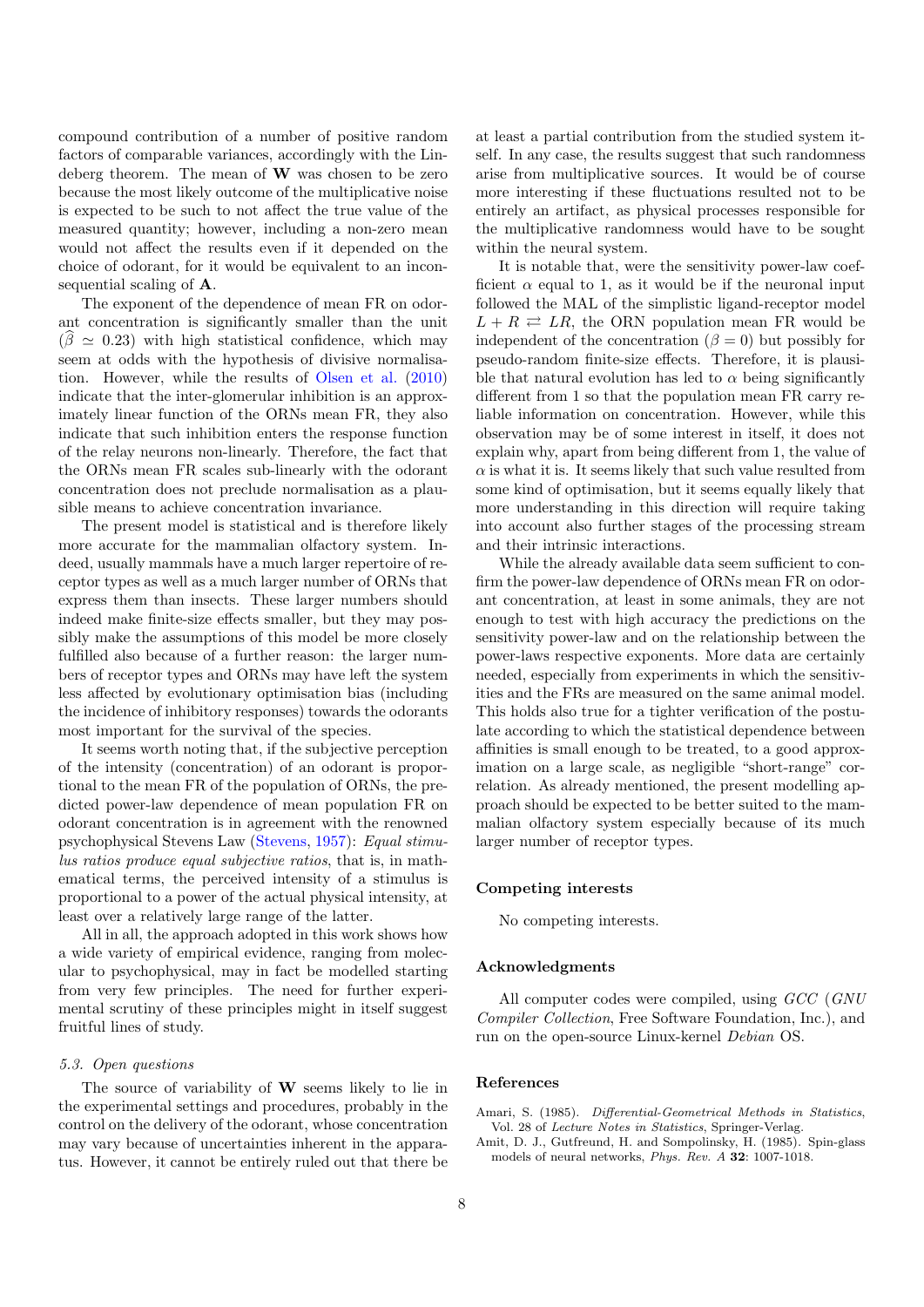compound contribution of a number of positive random factors of comparable variances, accordingly with the Lindeberg theorem. The mean of $\mathbf{W}$ was chosen to be zero because the most likely outcome of the multiplicative noise is expected to be such to not affect the true value of the measured quantity; however, including a non-zero mean would not affect the results even if it depended on the choice of odorant, for it would be equivalent to an inconsequential scaling of $\mathbf{A}$.

The exponent of the dependence of mean FR on odorant concentration is significantly smaller than the unit ($\widehat{\beta} \simeq 0.23$) with high statistical confidence, which may seem at odds with the hypothesis of divisive normalisation. However, while the results of Olsen et al. (2010) indicate that the inter-glomerular inhibition is an approximately linear function of the ORNs mean FR, they also indicate that such inhibition enters the response function of the relay neurons non-linearly. Therefore, the fact that the ORNs mean FR scales sub-linearly with the odorant concentration does not preclude normalisation as a plausible means to achieve concentration invariance.

The present model is statistical and is therefore likely more accurate for the mammalian olfactory system. Indeed, usually mammals have a much larger repertoire of receptor types as well as a much larger number of ORNs that express them than insects. These larger numbers should indeed make finite-size effects smaller, but they may possibly make the assumptions of this model be more closely fulfilled also because of a further reason: the larger numbers of receptor types and ORNs may have left the system less affected by evolutionary optimisation bias (including the incidence of inhibitory responses) towards the odorants most important for the survival of the species.

It seems worth noting that, if the subjective perception of the intensity (concentration) of an odorant is proportional to the mean FR of the population of ORNs, the predicted power-law dependence of mean population FR on odorant concentration is in agreement with the renowned psychophysical Stevens Law (Stevens, 1957): *Equal stimulus ratios produce equal subjective ratios*, that is, in mathematical terms, the perceived intensity of a stimulus is proportional to a power of the actual physical intensity, at least over a relatively large range of the latter.

All in all, the approach adopted in this work shows how a wide variety of empirical evidence, ranging from molecular to psychophysical, may in fact be modelled starting from very few principles. The need for further experimental scrutiny of these principles might in itself suggest fruitful lines of study.

### 5.3. Open questions

The source of variability of $\mathbf{W}$ seems likely to lie in the experimental settings and procedures, probably in the control on the delivery of the odorant, whose concentration may vary because of uncertainties inherent in the apparatus. However, it cannot be entirely ruled out that there be at least a partial contribution from the studied system itself. In any case, the results suggest that such randomness arise from multiplicative sources. It would be of course more interesting if these fluctuations resulted not to be entirely an artifact, as physical processes responsible for the multiplicative randomness would have to be sought within the neural system.

It is notable that, were the sensitivity power-law coefficient $\alpha$ equal to 1, as it would be if the neuronal input followed the MAL of the simplistic ligand-receptor model $L + R \rightleftarrows LR$, the ORN population mean FR would be independent of the concentration ($\beta = 0$) but possibly for pseudo-random finite-size effects. Therefore, it is plausible that natural evolution has led to $\alpha$ being significantly different from 1 so that the population mean FR carry reliable information on concentration. However, while this observation may be of some interest in itself, it does not explain why, apart from being different from 1, the value of $\alpha$ is what it is. It seems likely that such value resulted from some kind of optimisation, but it seems equally likely that more understanding in this direction will require taking into account also further stages of the processing stream and their intrinsic interactions.

While the already available data seem sufficient to confirm the power-law dependence of ORNs mean FR on odorant concentration, at least in some animals, they are not enough to test with high accuracy the predictions on the sensitivity power-law and on the relationship between the power-laws respective exponents. More data are certainly needed, especially from experiments in which the sensitivities and the FRs are measured on the same animal model. This holds also true for a tighter verification of the postulate according to which the statistical dependence between affinities is small enough to be treated, to a good approximation on a large scale, as negligible "short-range" correlation. As already mentioned, the present modelling approach should be expected to be better suited to the mammalian olfactory system especially because of its much larger number of receptor types.

## Competing interests

No competing interests.

## Acknowledgments

All computer codes were compiled, using *GCC* (*GNU Compiler Collection*, Free Software Foundation, Inc.), and run on the open-source Linux-kernel *Debian* OS.

## References

Amari, S. (1985). *Differential-Geometrical Methods in Statistics*, Vol. 28 of *Lecture Notes in Statistics*, Springer-Verlag.

Amit, D. J., Gutfreund, H. and Sompolinsky, H. (1985). Spin-glass models of neural networks, *Phys. Rev. A* **32**: 1007-1018.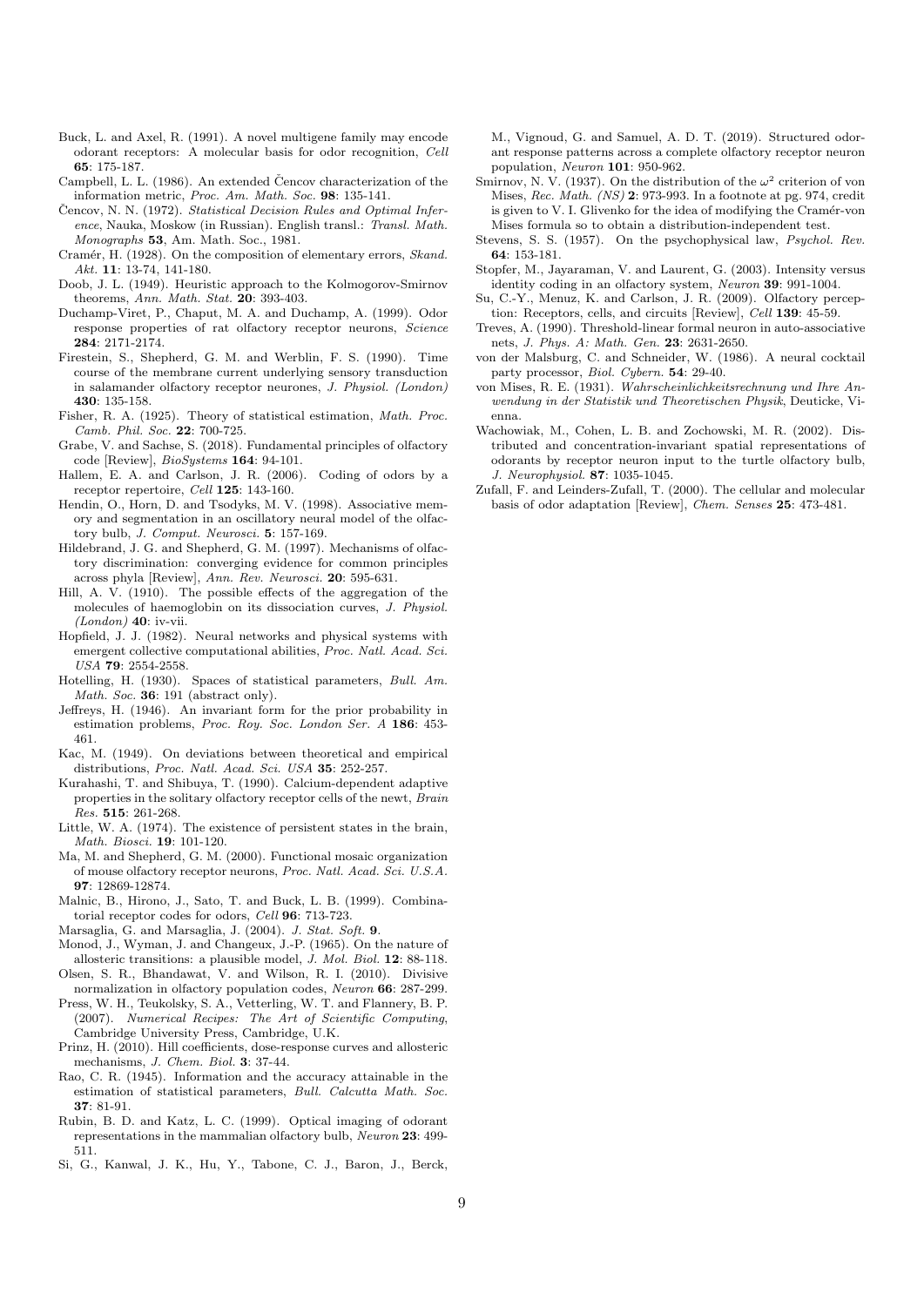Buck, L. and Axel, R. (1991). A novel multigene family may encode odorant receptors: A molecular basis for odor recognition, *Cell* **65**: 175-187.

Campbell, L. L. (1986). An extended Čencov characterization of the information metric, *Proc. Am. Math. Soc.* **98**: 135-141.

Čencov, N. N. (1972). *Statistical Decision Rules and Optimal Inference*, Nauka, Moskow (in Russian). English transl.: *Transl. Math. Monographs* **53**, Am. Math. Soc., 1981.

Cramér, H. (1928). On the composition of elementary errors, *Skand. Akt.* **11**: 13-74, 141-180.

Doob, J. L. (1949). Heuristic approach to the Kolmogorov-Smirnov theorems, *Ann. Math. Stat.* **20**: 393-403.

Duchamp-Viret, P., Chaput, M. A. and Duchamp, A. (1999). Odor response properties of rat olfactory receptor neurons, *Science* **284**: 2171-2174.

Firestein, S., Shepherd, G. M. and Werblin, F. S. (1990). Time course of the membrane current underlying sensory transduction in salamander olfactory receptor neurones, *J. Physiol. (London)* **430**: 135-158.

Fisher, R. A. (1925). Theory of statistical estimation, *Math. Proc. Camb. Phil. Soc.* **22**: 700-725.

Grabe, V. and Sachse, S. (2018). Fundamental principles of olfactory code [Review], *BioSystems* **164**: 94-101.

Hallem, E. A. and Carlson, J. R. (2006). Coding of odors by a receptor repertoire, *Cell* **125**: 143-160.

Hendin, O., Horn, D. and Tsodyks, M. V. (1998). Associative memory and segmentation in an oscillatory neural model of the olfactory bulb, *J. Comput. Neurosci.* **5**: 157-169.

Hildebrand, J. G. and Shepherd, G. M. (1997). Mechanisms of olfactory discrimination: converging evidence for common principles across phyla [Review], *Ann. Rev. Neurosci.* **20**: 595-631.

Hill, A. V. (1910). The possible effects of the aggregation of the molecules of haemoglobin on its dissociation curves, *J. Physiol. (London)* **40**: iv-vii.

Hopfield, J. J. (1982). Neural networks and physical systems with emergent collective computational abilities, *Proc. Natl. Acad. Sci. USA* **79**: 2554-2558.

Hotelling, H. (1930). Spaces of statistical parameters, *Bull. Am. Math. Soc.* **36**: 191 (abstract only).

Jeffreys, H. (1946). An invariant form for the prior probability in estimation problems, *Proc. Roy. Soc. London Ser. A* **186**: 453-461.

Kac, M. (1949). On deviations between theoretical and empirical distributions, *Proc. Natl. Acad. Sci. USA* **35**: 252-257.

Kurahashi, T. and Shibuya, T. (1990). Calcium-dependent adaptive properties in the solitary olfactory receptor cells of the newt, *Brain Res.* **515**: 261-268.

Little, W. A. (1974). The existence of persistent states in the brain, *Math. Biosci.* **19**: 101-120.

Ma, M. and Shepherd, G. M. (2000). Functional mosaic organization of mouse olfactory receptor neurons, *Proc. Natl. Acad. Sci. U.S.A.* **97**: 12869-12874.

Malnic, B., Hirono, J., Sato, T. and Buck, L. B. (1999). Combinatorial receptor codes for odors, *Cell* **96**: 713-723.

Marsaglia, G. and Marsaglia, J. (2004). *J. Stat. Soft.* **9**.

Monod, J., Wyman, J. and Changeux, J.-P. (1965). On the nature of allosteric transitions: a plausible model, *J. Mol. Biol.* **12**: 88-118.

Olsen, S. R., Bhandawat, V. and Wilson, R. I. (2010). Divisive normalization in olfactory population codes, *Neuron* **66**: 287-299.

Press, W. H., Teukolsky, S. A., Vetterling, W. T. and Flannery, B. P. (2007). *Numerical Recipes: The Art of Scientific Computing*, Cambridge University Press, Cambridge, U.K.

Prinz, H. (2010). Hill coefficients, dose-response curves and allosteric mechanisms, *J. Chem. Biol.* **3**: 37-44.

Rao, C. R. (1945). Information and the accuracy attainable in the estimation of statistical parameters, *Bull. Calcutta Math. Soc.* **37**: 81-91.

Rubin, B. D. and Katz, L. C. (1999). Optical imaging of odorant representations in the mammalian olfactory bulb, *Neuron* **23**: 499-511.

Si, G., Kanwal, J. K., Hu, Y., Tabone, C. J., Baron, J., Berck, M., Vignoud, G. and Samuel, A. D. T. (2019). Structured odorant response patterns across a complete olfactory receptor neuron population, *Neuron* **101**: 950-962.

Smirnov, N. V. (1937). On the distribution of the $\omega^2$ criterion of von Mises, *Rec. Math. (NS)* **2**: 973-993. In a footnote at pg. 974, credit is given to V. I. Glivenko for the idea of modifying the Cramér-von Mises formula so to obtain a distribution-independent test.

Stevens, S. S. (1957). On the psychophysical law, *Psychol. Rev.* **64**: 153-181.

Stopfer, M., Jayaraman, V. and Laurent, G. (2003). Intensity versus identity coding in an olfactory system, *Neuron* **39**: 991-1004.

Su, C.-Y., Menuz, K. and Carlson, J. R. (2009). Olfactory perception: Receptors, cells, and circuits [Review], *Cell* **139**: 45-59.

Treves, A. (1990). Threshold-linear formal neuron in auto-associative nets, *J. Phys. A: Math. Gen.* **23**: 2631-2650.

von der Malsburg, C. and Schneider, W. (1986). A neural cocktail party processor, *Biol. Cybern.* **54**: 29-40.

von Mises, R. E. (1931). *Wahrscheinlichkeitsrechnung und Ihre Anwendung in der Statistik und Theoretischen Physik*, Deuticke, Vienna.

Wachowiak, M., Cohen, L. B. and Zochowski, M. R. (2002). Distributed and concentration-invariant spatial representations of odorants by receptor neuron input to the turtle olfactory bulb, *J. Neurophysiol.* **87**: 1035-1045.

Zufall, F. and Leinders-Zufall, T. (2000). The cellular and molecular basis of odor adaptation [Review], *Chem. Senses* **25**: 473-481.